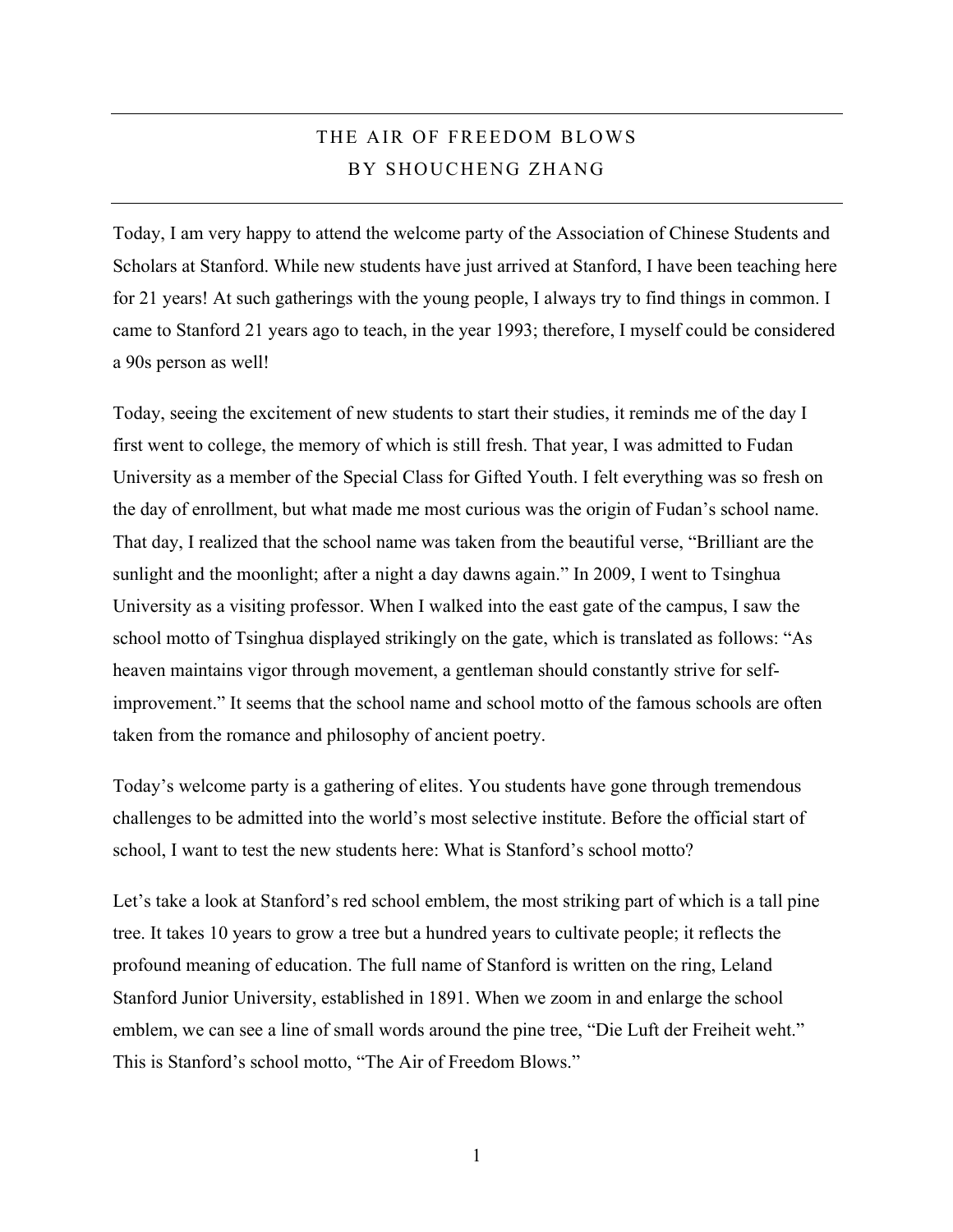# THE AIR OF FREEDOM BLOWS
## BY SHOUCHENG ZHANG

Today, I am very happy to attend the welcome party of the Association of Chinese Students and Scholars at Stanford. While new students have just arrived at Stanford, I have been teaching here for 21 years! At such gatherings with the young people, I always try to find things in common. I came to Stanford 21 years ago to teach, in the year 1993; therefore, I myself could be considered a 90s person as well!

Today, seeing the excitement of new students to start their studies, it reminds me of the day I first went to college, the memory of which is still fresh. That year, I was admitted to Fudan University as a member of the Special Class for Gifted Youth. I felt everything was so fresh on the day of enrollment, but what made me most curious was the origin of Fudan's school name. That day, I realized that the school name was taken from the beautiful verse, "Brilliant are the sunlight and the moonlight; after a night a day dawns again." In 2009, I went to Tsinghua University as a visiting professor. When I walked into the east gate of the campus, I saw the school motto of Tsinghua displayed strikingly on the gate, which is translated as follows: "As heaven maintains vigor through movement, a gentleman should constantly strive for self-improvement." It seems that the school name and school motto of the famous schools are often taken from the romance and philosophy of ancient poetry.

Today's welcome party is a gathering of elites. You students have gone through tremendous challenges to be admitted into the world's most selective institute. Before the official start of school, I want to test the new students here: What is Stanford's school motto?

Let's take a look at Stanford's red school emblem, the most striking part of which is a tall pine tree. It takes 10 years to grow a tree but a hundred years to cultivate people; it reflects the profound meaning of education. The full name of Stanford is written on the ring, Leland Stanford Junior University, established in 1891. When we zoom in and enlarge the school emblem, we can see a line of small words around the pine tree, "Die Luft der Freiheit weht." This is Stanford's school motto, "The Air of Freedom Blows."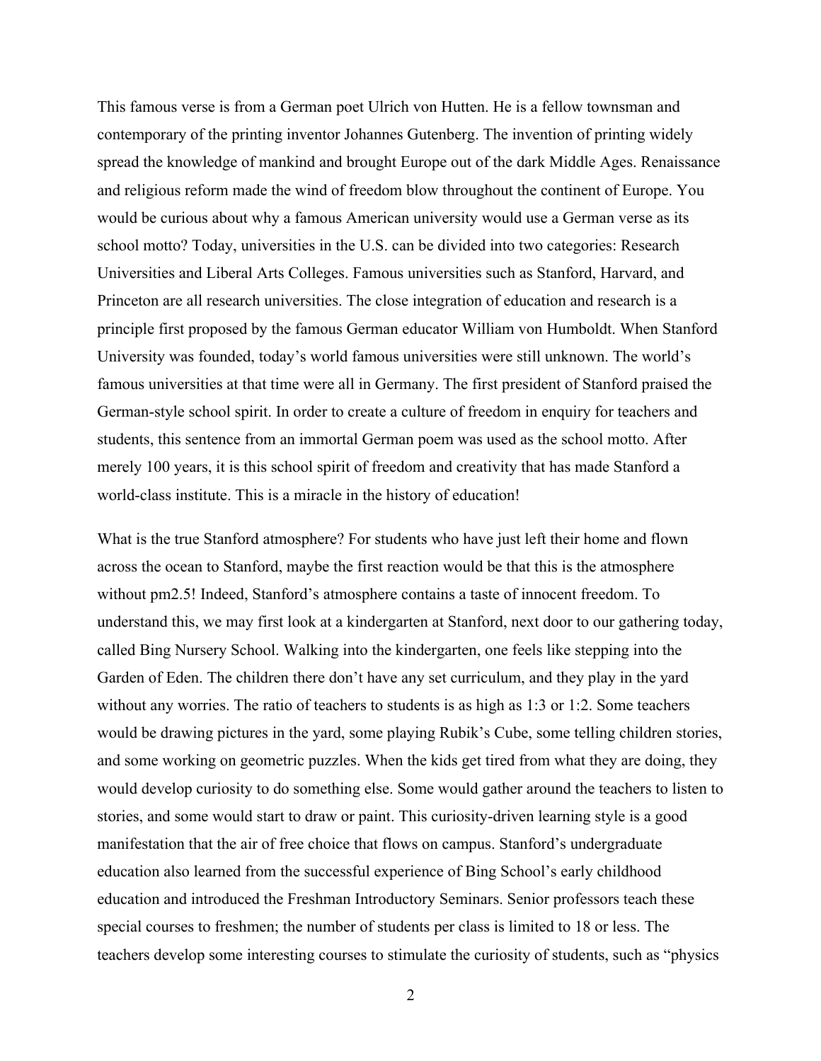This famous verse is from a German poet Ulrich von Hutten. He is a fellow townsman and contemporary of the printing inventor Johannes Gutenberg. The invention of printing widely spread the knowledge of mankind and brought Europe out of the dark Middle Ages. Renaissance and religious reform made the wind of freedom blow throughout the continent of Europe. You would be curious about why a famous American university would use a German verse as its school motto? Today, universities in the U.S. can be divided into two categories: Research Universities and Liberal Arts Colleges. Famous universities such as Stanford, Harvard, and Princeton are all research universities. The close integration of education and research is a principle first proposed by the famous German educator William von Humboldt. When Stanford University was founded, today's world famous universities were still unknown. The world's famous universities at that time were all in Germany. The first president of Stanford praised the German-style school spirit. In order to create a culture of freedom in enquiry for teachers and students, this sentence from an immortal German poem was used as the school motto. After merely 100 years, it is this school spirit of freedom and creativity that has made Stanford a world-class institute. This is a miracle in the history of education!

What is the true Stanford atmosphere? For students who have just left their home and flown across the ocean to Stanford, maybe the first reaction would be that this is the atmosphere without pm2.5! Indeed, Stanford's atmosphere contains a taste of innocent freedom. To understand this, we may first look at a kindergarten at Stanford, next door to our gathering today, called Bing Nursery School. Walking into the kindergarten, one feels like stepping into the Garden of Eden. The children there don't have any set curriculum, and they play in the yard without any worries. The ratio of teachers to students is as high as 1:3 or 1:2. Some teachers would be drawing pictures in the yard, some playing Rubik's Cube, some telling children stories, and some working on geometric puzzles. When the kids get tired from what they are doing, they would develop curiosity to do something else. Some would gather around the teachers to listen to stories, and some would start to draw or paint. This curiosity-driven learning style is a good manifestation that the air of free choice that flows on campus. Stanford's undergraduate education also learned from the successful experience of Bing School's early childhood education and introduced the Freshman Introductory Seminars. Senior professors teach these special courses to freshmen; the number of students per class is limited to 18 or less. The teachers develop some interesting courses to stimulate the curiosity of students, such as "physics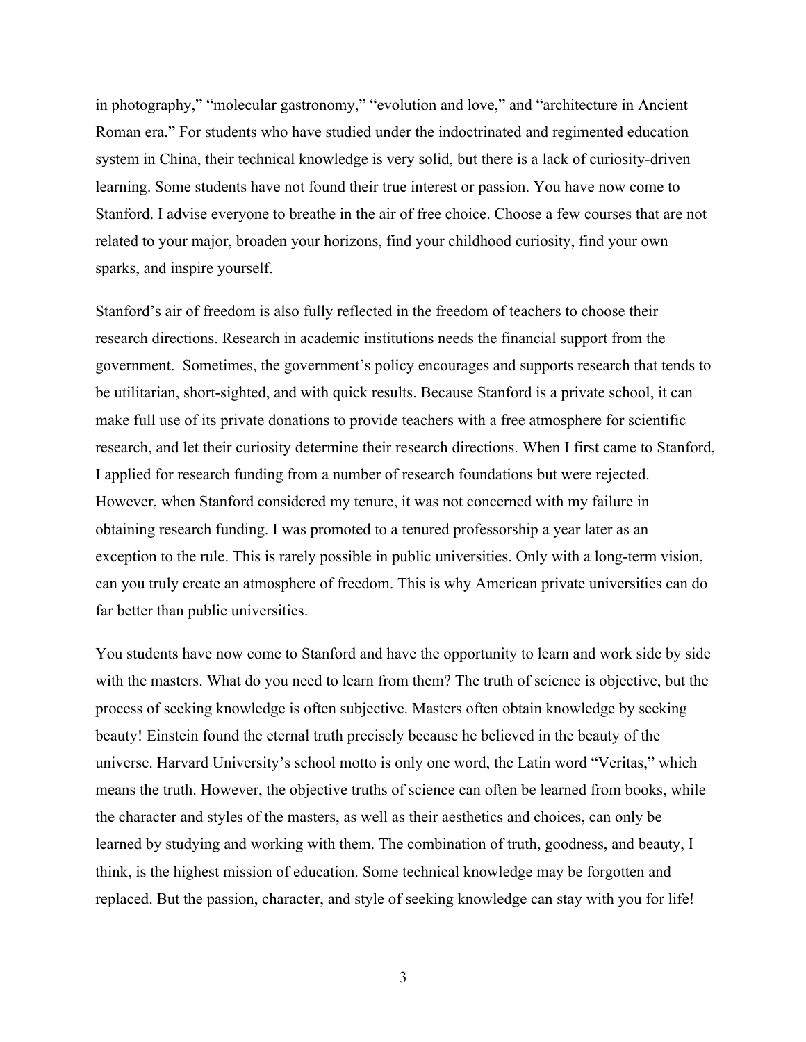in photography," "molecular gastronomy," "evolution and love," and "architecture in Ancient Roman era." For students who have studied under the indoctrinated and regimented education system in China, their technical knowledge is very solid, but there is a lack of curiosity-driven learning. Some students have not found their true interest or passion. You have now come to Stanford. I advise everyone to breathe in the air of free choice. Choose a few courses that are not related to your major, broaden your horizons, find your childhood curiosity, find your own sparks, and inspire yourself.

Stanford's air of freedom is also fully reflected in the freedom of teachers to choose their research directions. Research in academic institutions needs the financial support from the government. Sometimes, the government's policy encourages and supports research that tends to be utilitarian, short-sighted, and with quick results. Because Stanford is a private school, it can make full use of its private donations to provide teachers with a free atmosphere for scientific research, and let their curiosity determine their research directions. When I first came to Stanford, I applied for research funding from a number of research foundations but were rejected. However, when Stanford considered my tenure, it was not concerned with my failure in obtaining research funding. I was promoted to a tenured professorship a year later as an exception to the rule. This is rarely possible in public universities. Only with a long-term vision, can you truly create an atmosphere of freedom. This is why American private universities can do far better than public universities.

You students have now come to Stanford and have the opportunity to learn and work side by side with the masters. What do you need to learn from them? The truth of science is objective, but the process of seeking knowledge is often subjective. Masters often obtain knowledge by seeking beauty! Einstein found the eternal truth precisely because he believed in the beauty of the universe. Harvard University's school motto is only one word, the Latin word "Veritas," which means the truth. However, the objective truths of science can often be learned from books, while the character and styles of the masters, as well as their aesthetics and choices, can only be learned by studying and working with them. The combination of truth, goodness, and beauty, I think, is the highest mission of education. Some technical knowledge may be forgotten and replaced. But the passion, character, and style of seeking knowledge can stay with you for life!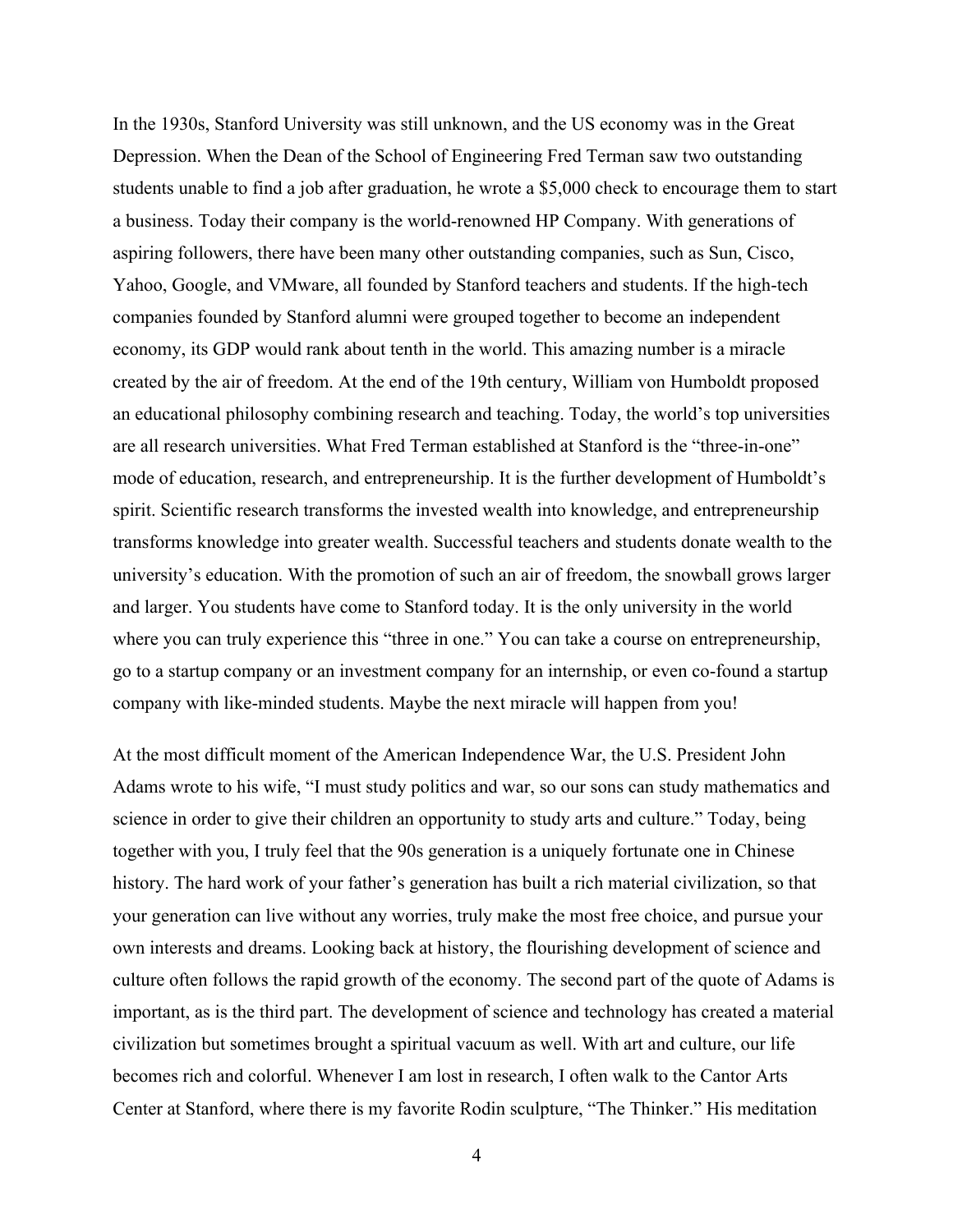In the 1930s, Stanford University was still unknown, and the US economy was in the Great Depression. When the Dean of the School of Engineering Fred Terman saw two outstanding students unable to find a job after graduation, he wrote a $5,000 check to encourage them to start a business. Today their company is the world-renowned HP Company. With generations of aspiring followers, there have been many other outstanding companies, such as Sun, Cisco, Yahoo, Google, and VMware, all founded by Stanford teachers and students. If the high-tech companies founded by Stanford alumni were grouped together to become an independent economy, its GDP would rank about tenth in the world. This amazing number is a miracle created by the air of freedom. At the end of the 19th century, William von Humboldt proposed an educational philosophy combining research and teaching. Today, the world's top universities are all research universities. What Fred Terman established at Stanford is the "three-in-one" mode of education, research, and entrepreneurship. It is the further development of Humboldt's spirit. Scientific research transforms the invested wealth into knowledge, and entrepreneurship transforms knowledge into greater wealth. Successful teachers and students donate wealth to the university's education. With the promotion of such an air of freedom, the snowball grows larger and larger. You students have come to Stanford today. It is the only university in the world where you can truly experience this "three in one." You can take a course on entrepreneurship, go to a startup company or an investment company for an internship, or even co-found a startup company with like-minded students. Maybe the next miracle will happen from you!

At the most difficult moment of the American Independence War, the U.S. President John Adams wrote to his wife, "I must study politics and war, so our sons can study mathematics and science in order to give their children an opportunity to study arts and culture." Today, being together with you, I truly feel that the 90s generation is a uniquely fortunate one in Chinese history. The hard work of your father's generation has built a rich material civilization, so that your generation can live without any worries, truly make the most free choice, and pursue your own interests and dreams. Looking back at history, the flourishing development of science and culture often follows the rapid growth of the economy. The second part of the quote of Adams is important, as is the third part. The development of science and technology has created a material civilization but sometimes brought a spiritual vacuum as well. With art and culture, our life becomes rich and colorful. Whenever I am lost in research, I often walk to the Cantor Arts Center at Stanford, where there is my favorite Rodin sculpture, "The Thinker." His meditation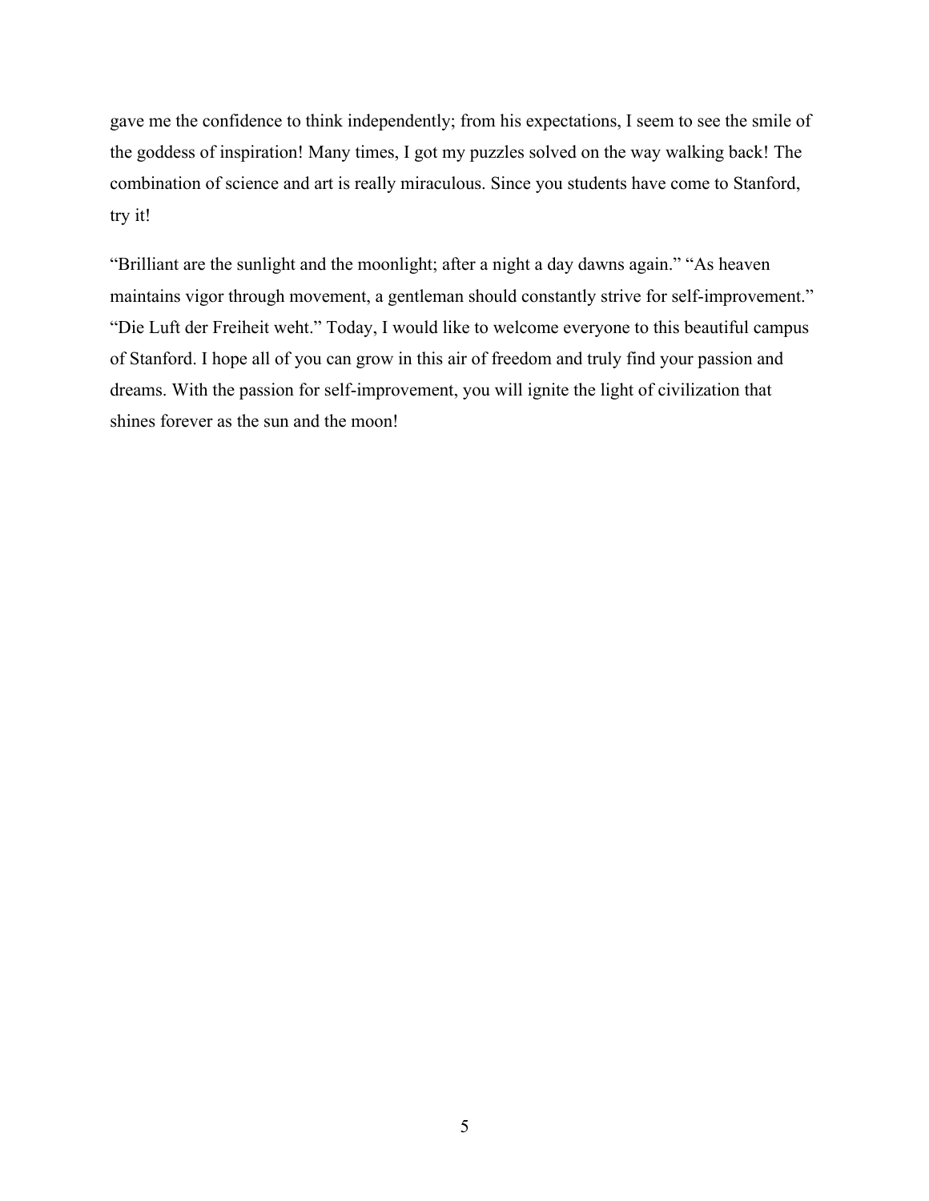gave me the confidence to think independently; from his expectations, I seem to see the smile of the goddess of inspiration! Many times, I got my puzzles solved on the way walking back! The combination of science and art is really miraculous. Since you students have come to Stanford, try it!

"Brilliant are the sunlight and the moonlight; after a night a day dawns again." "As heaven maintains vigor through movement, a gentleman should constantly strive for self-improvement." "Die Luft der Freiheit weht." Today, I would like to welcome everyone to this beautiful campus of Stanford. I hope all of you can grow in this air of freedom and truly find your passion and dreams. With the passion for self-improvement, you will ignite the light of civilization that shines forever as the sun and the moon!